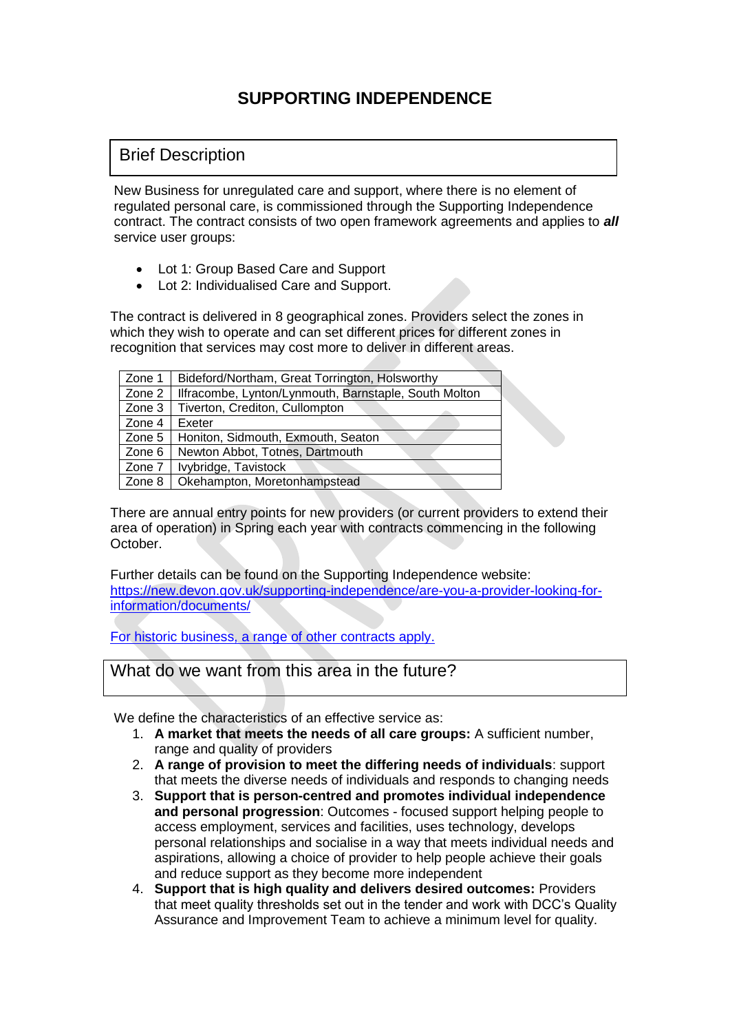# SUPPORTING INDEPENDENCE

## Brief Description

New Business for unregulated care and support, where there is no element of regulated personal care, is commissioned through the Supporting Independence contract. The contract consists of two open framework agreements and applies to ***all*** service user groups:

- Lot 1: Group Based Care and Support
- Lot 2: Individualised Care and Support.

The contract is delivered in 8 geographical zones. Providers select the zones in which they wish to operate and can set different prices for different zones in recognition that services may cost more to deliver in different areas.

| Zone | Areas |
|---|---|
| Zone 1 | Bideford/Northam, Great Torrington, Holsworthy |
| Zone 2 | Ilfracombe, Lynton/Lynmouth, Barnstaple, South Molton |
| Zone 3 | Tiverton, Crediton, Cullompton |
| Zone 4 | Exeter |
| Zone 5 | Honiton, Sidmouth, Exmouth, Seaton |
| Zone 6 | Newton Abbot, Totnes, Dartmouth |
| Zone 7 | Ivybridge, Tavistock |
| Zone 8 | Okehampton, Moretonhampstead |

There are annual entry points for new providers (or current providers to extend their area of operation) in Spring each year with contracts commencing in the following October.

Further details can be found on the Supporting Independence website: [https://new.devon.gov.uk/supporting-independence/are-you-a-provider-looking-for-information/documents/](https://new.devon.gov.uk/supporting-independence/are-you-a-provider-looking-for-information/documents/)

For historic business, a range of other contracts apply.

## What do we want from this area in the future?

We define the characteristics of an effective service as:

1. **A market that meets the needs of all care groups:** A sufficient number, range and quality of providers
2. **A range of provision to meet the differing needs of individuals**: support that meets the diverse needs of individuals and responds to changing needs
3. **Support that is person-centred and promotes individual independence and personal progression**: Outcomes - focused support helping people to access employment, services and facilities, uses technology, develops personal relationships and socialise in a way that meets individual needs and aspirations, allowing a choice of provider to help people achieve their goals and reduce support as they become more independent
4. **Support that is high quality and delivers desired outcomes:** Providers that meet quality thresholds set out in the tender and work with DCC's Quality Assurance and Improvement Team to achieve a minimum level for quality.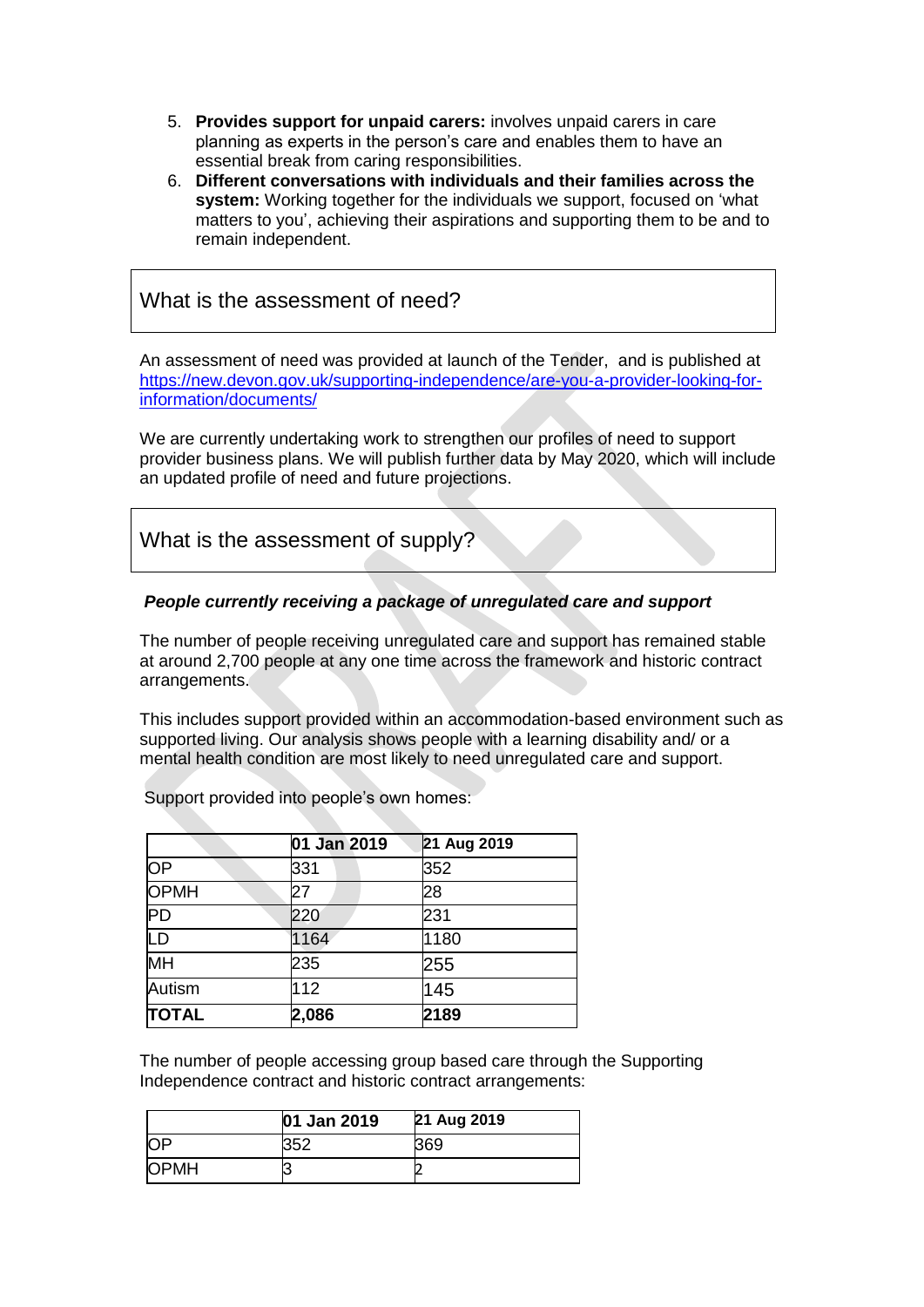5. **Provides support for unpaid carers:** involves unpaid carers in care planning as experts in the person's care and enables them to have an essential break from caring responsibilities.
6. **Different conversations with individuals and their families across the system:** Working together for the individuals we support, focused on 'what matters to you', achieving their aspirations and supporting them to be and to remain independent.

## What is the assessment of need?

An assessment of need was provided at launch of the Tender, and is published at [https://new.devon.gov.uk/supporting-independence/are-you-a-provider-looking-for-information/documents/](https://new.devon.gov.uk/supporting-independence/are-you-a-provider-looking-for-information/documents/)

We are currently undertaking work to strengthen our profiles of need to support provider business plans. We will publish further data by May 2020, which will include an updated profile of need and future projections.

## What is the assessment of supply?

***People currently receiving a package of unregulated care and support***

The number of people receiving unregulated care and support has remained stable at around 2,700 people at any one time across the framework and historic contract arrangements.

This includes support provided within an accommodation-based environment such as supported living. Our analysis shows people with a learning disability and/ or a mental health condition are most likely to need unregulated care and support.

Support provided into people's own homes:

| | **01 Jan 2019** | **21 Aug 2019** |
|---|---|---|
| OP | 331 | 352 |
| OPMH | 27 | 28 |
| PD | 220 | 231 |
| LD | 1164 | 1180 |
| MH | 235 | 255 |
| Autism | 112 | 145 |
| **TOTAL** | **2,086** | **2189** |

The number of people accessing group based care through the Supporting Independence contract and historic contract arrangements:

| | **01 Jan 2019** | **21 Aug 2019** |
|---|---|---|
| OP | 352 | 369 |
| OPMH | 3 | 2 |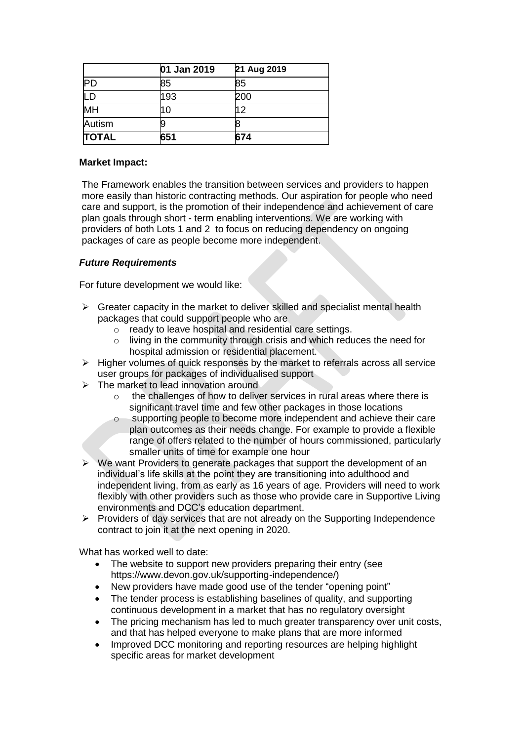| | 01 Jan 2019 | 21 Aug 2019 |
|---|---|---|
| PD | 85 | 85 |
| LD | 193 | 200 |
| MH | 10 | 12 |
| Autism | 9 | 8 |
| **TOTAL** | **651** | **674** |

**Market Impact:**

The Framework enables the transition between services and providers to happen more easily than historic contracting methods. Our aspiration for people who need care and support, is the promotion of their independence and achievement of care plan goals through short - term enabling interventions. We are working with providers of both Lots 1 and 2 to focus on reducing dependency on ongoing packages of care as people become more independent.

***Future Requirements***

For future development we would like:

- Greater capacity in the market to deliver skilled and specialist mental health packages that could support people who are
  - ready to leave hospital and residential care settings.
  - living in the community through crisis and which reduces the need for hospital admission or residential placement.
- Higher volumes of quick responses by the market to referrals across all service user groups for packages of individualised support
- The market to lead innovation around
  - the challenges of how to deliver services in rural areas where there is significant travel time and few other packages in those locations
  - supporting people to become more independent and achieve their care plan outcomes as their needs change. For example to provide a flexible range of offers related to the number of hours commissioned, particularly smaller units of time for example one hour
- We want Providers to generate packages that support the development of an individual's life skills at the point they are transitioning into adulthood and independent living, from as early as 16 years of age. Providers will need to work flexibly with other providers such as those who provide care in Supportive Living environments and DCC's education department.
- Providers of day services that are not already on the Supporting Independence contract to join it at the next opening in 2020.

What has worked well to date:

- The website to support new providers preparing their entry (see https://www.devon.gov.uk/supporting-independence/)
- New providers have made good use of the tender "opening point"
- The tender process is establishing baselines of quality, and supporting continuous development in a market that has no regulatory oversight
- The pricing mechanism has led to much greater transparency over unit costs, and that has helped everyone to make plans that are more informed
- Improved DCC monitoring and reporting resources are helping highlight specific areas for market development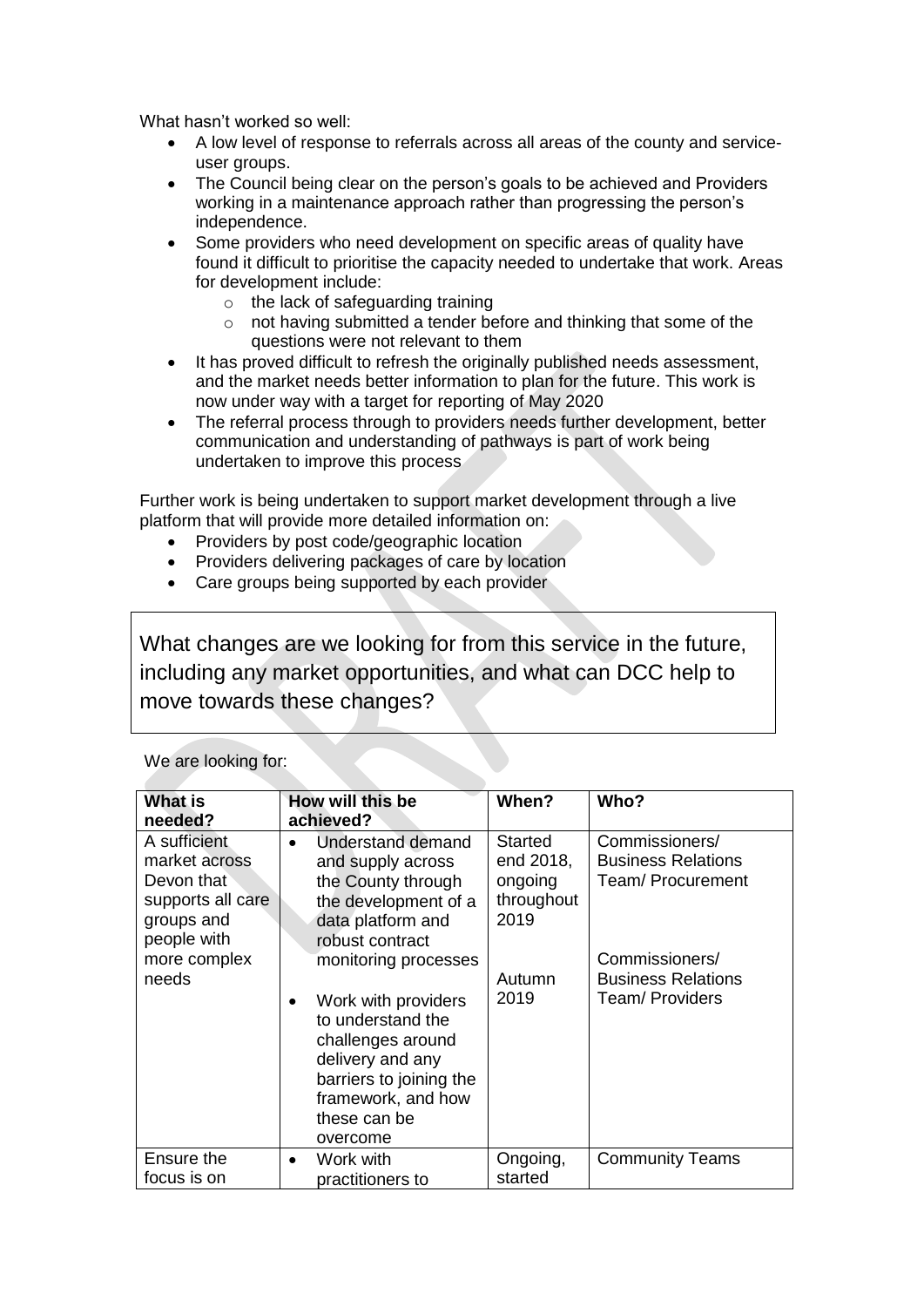What hasn't worked so well:

- A low level of response to referrals across all areas of the county and service-user groups.
- The Council being clear on the person's goals to be achieved and Providers working in a maintenance approach rather than progressing the person's independence.
- Some providers who need development on specific areas of quality have found it difficult to prioritise the capacity needed to undertake that work. Areas for development include:
  - the lack of safeguarding training
  - not having submitted a tender before and thinking that some of the questions were not relevant to them
- It has proved difficult to refresh the originally published needs assessment, and the market needs better information to plan for the future. This work is now under way with a target for reporting of May 2020
- The referral process through to providers needs further development, better communication and understanding of pathways is part of work being undertaken to improve this process

Further work is being undertaken to support market development through a live platform that will provide more detailed information on:

- Providers by post code/geographic location
- Providers delivering packages of care by location
- Care groups being supported by each provider

## What changes are we looking for from this service in the future, including any market opportunities, and what can DCC help to move towards these changes?

We are looking for:

| What is needed? | How will this be achieved? | When? | Who? |
|---|---|---|---|
| A sufficient market across Devon that supports all care groups and people with more complex needs | • Understand demand and supply across the County through the development of a data platform and robust contract monitoring processes<br>• Work with providers to understand the challenges around delivery and any barriers to joining the framework, and how these can be overcome | Started end 2018, ongoing throughout 2019<br><br>Autumn 2019 | Commissioners/ Business Relations Team/ Procurement<br><br>Commissioners/ Business Relations Team/ Providers |
| Ensure the focus is on | • Work with practitioners to | Ongoing, started | Community Teams |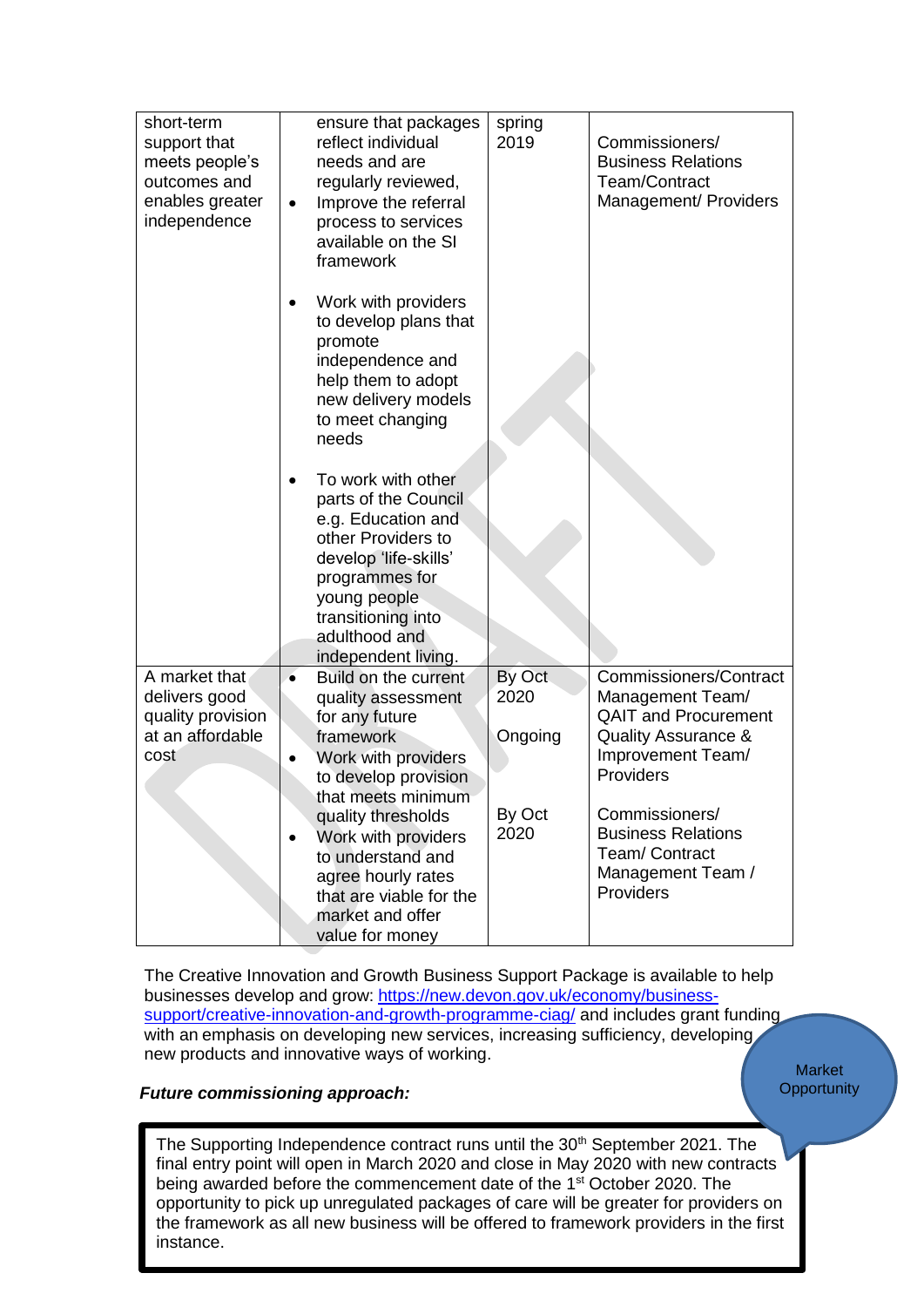| | | | |
|---|---|---|---|
| short-term support that meets people's outcomes and enables greater independence | ensure that packages reflect individual needs and are regularly reviewed,<br>• Improve the referral process to services available on the SI framework<br><br>• Work with providers to develop plans that promote independence and help them to adopt new delivery models to meet changing needs<br><br>• To work with other parts of the Council e.g. Education and other Providers to develop 'life-skills' programmes for young people transitioning into adulthood and independent living. | spring 2019 | Commissioners/ Business Relations Team/Contract Management/ Providers |
| A market that delivers good quality provision at an affordable cost | • Build on the current quality assessment for any future framework<br>• Work with providers to develop provision that meets minimum quality thresholds<br>• Work with providers to understand and agree hourly rates that are viable for the market and offer value for money | By Oct 2020<br><br>Ongoing<br><br>By Oct 2020 | Commissioners/Contract Management Team/ QAIT and Procurement Quality Assurance & Improvement Team/ Providers<br><br>Commissioners/ Business Relations Team/ Contract Management Team / Providers |

The Creative Innovation and Growth Business Support Package is available to help businesses develop and grow: https://new.devon.gov.uk/economy/business-support/creative-innovation-and-growth-programme-ciag/ and includes grant funding with an emphasis on developing new services, increasing sufficiency, developing new products and innovative ways of working.

Market Opportunity

***Future commissioning approach:***

The Supporting Independence contract runs until the 30th September 2021. The final entry point will open in March 2020 and close in May 2020 with new contracts being awarded before the commencement date of the 1st October 2020. The opportunity to pick up unregulated packages of care will be greater for providers on the framework as all new business will be offered to framework providers in the first instance.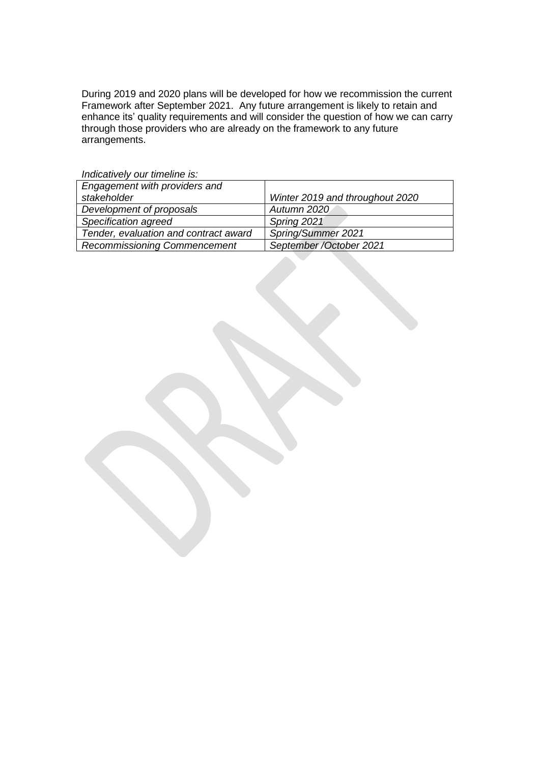During 2019 and 2020 plans will be developed for how we recommission the current Framework after September 2021. Any future arrangement is likely to retain and enhance its' quality requirements and will consider the question of how we can carry through those providers who are already on the framework to any future arrangements.

*Indicatively our timeline is:*

| | |
|---|---|
| *Engagement with providers and stakeholder* | *Winter 2019 and throughout 2020* |
| *Development of proposals* | *Autumn 2020* |
| *Specification agreed* | *Spring 2021* |
| *Tender, evaluation and contract award* | *Spring/Summer 2021* |
| *Recommissioning Commencement* | *September /October 2021* |